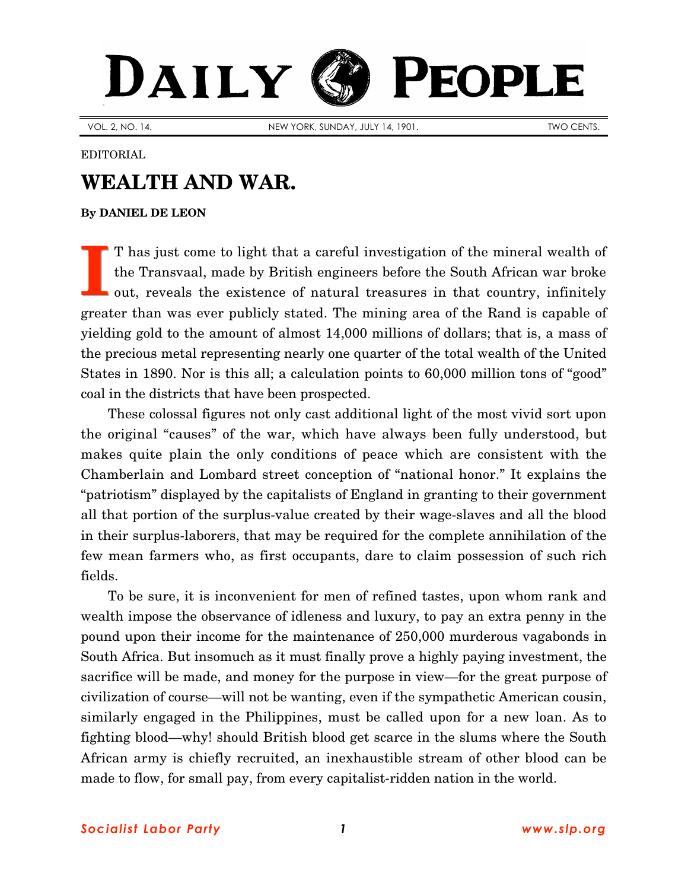# DAILY PEOPLE

VOL. 2, NO. 14. NEW YORK, SUNDAY, JULY 14, 1901. TWO CENTS.

EDITORIAL

## WEALTH AND WAR.

**By DANIEL DE LEON**

IT has just come to light that a careful investigation of the mineral wealth of the Transvaal, made by British engineers before the South African war broke out, reveals the existence of natural treasures in that country, infinitely greater than was ever publicly stated. The mining area of the Rand is capable of yielding gold to the amount of almost 14,000 millions of dollars; that is, a mass of the precious metal representing nearly one quarter of the total wealth of the United States in 1890. Nor is this all; a calculation points to 60,000 million tons of "good" coal in the districts that have been prospected.

These colossal figures not only cast additional light of the most vivid sort upon the original "causes" of the war, which have always been fully understood, but makes quite plain the only conditions of peace which are consistent with the Chamberlain and Lombard street conception of "national honor." It explains the "patriotism" displayed by the capitalists of England in granting to their government all that portion of the surplus-value created by their wage-slaves and all the blood in their surplus-laborers, that may be required for the complete annihilation of the few mean farmers who, as first occupants, dare to claim possession of such rich fields.

To be sure, it is inconvenient for men of refined tastes, upon whom rank and wealth impose the observance of idleness and luxury, to pay an extra penny in the pound upon their income for the maintenance of 250,000 murderous vagabonds in South Africa. But insomuch as it must finally prove a highly paying investment, the sacrifice will be made, and money for the purpose in view—for the great purpose of civilization of course—will not be wanting, even if the sympathetic American cousin, similarly engaged in the Philippines, must be called upon for a new loan. As to fighting blood—why! should British blood get scarce in the slums where the South African army is chiefly recruited, an inexhaustible stream of other blood can be made to flow, for small pay, from every capitalist-ridden nation in the world.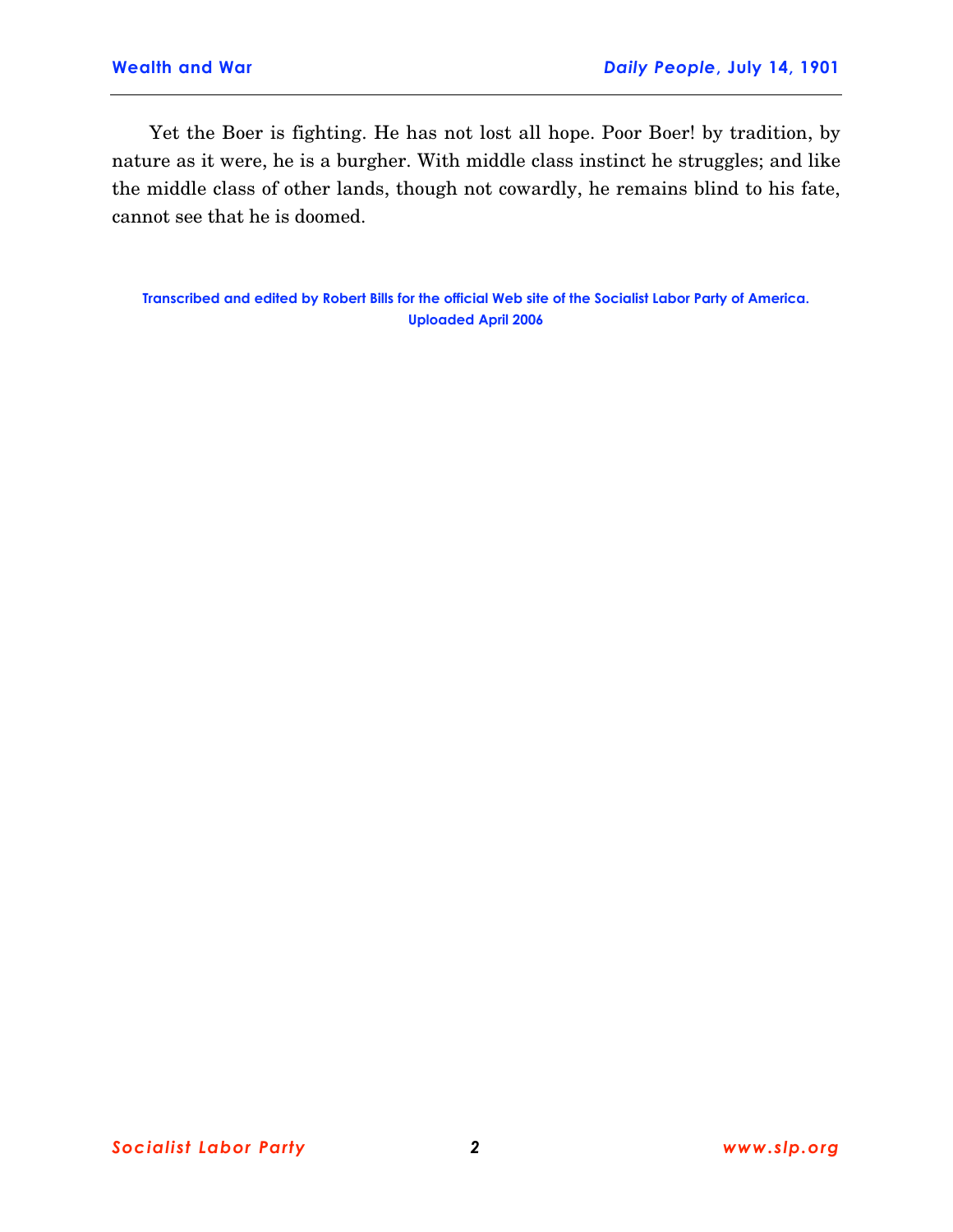Yet the Boer is fighting. He has not lost all hope. Poor Boer! by tradition, by nature as it were, he is a burgher. With middle class instinct he struggles; and like the middle class of other lands, though not cowardly, he remains blind to his fate, cannot see that he is doomed.

**Transcribed and edited by Robert Bills for the official Web site of the Socialist Labor Party of America. Uploaded April 2006**